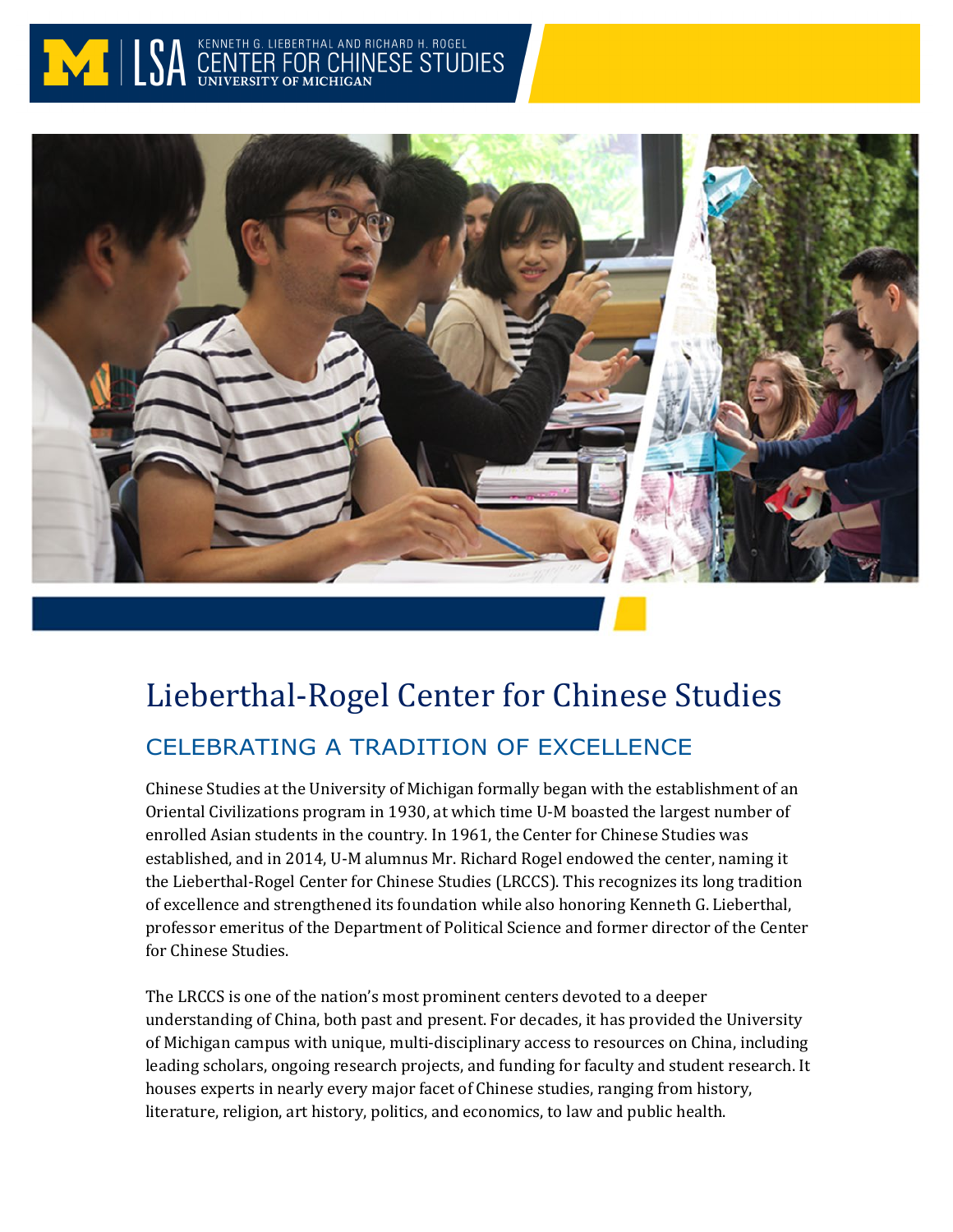KENNETH G. LIEBERTHAL AND RICHARD H. ROGEL CENTER FOR CHINESE STUDIES
UNIVERSITY OF MICHIGAN

# Lieberthal-Rogel Center for Chinese Studies

## CELEBRATING A TRADITION OF EXCELLENCE

Chinese Studies at the University of Michigan formally began with the establishment of an Oriental Civilizations program in 1930, at which time U-M boasted the largest number of enrolled Asian students in the country. In 1961, the Center for Chinese Studies was established, and in 2014, U-M alumnus Mr. Richard Rogel endowed the center, naming it the Lieberthal-Rogel Center for Chinese Studies (LRCCS). This recognizes its long tradition of excellence and strengthened its foundation while also honoring Kenneth G. Lieberthal, professor emeritus of the Department of Political Science and former director of the Center for Chinese Studies.

The LRCCS is one of the nation's most prominent centers devoted to a deeper understanding of China, both past and present. For decades, it has provided the University of Michigan campus with unique, multi-disciplinary access to resources on China, including leading scholars, ongoing research projects, and funding for faculty and student research. It houses experts in nearly every major facet of Chinese studies, ranging from history, literature, religion, art history, politics, and economics, to law and public health.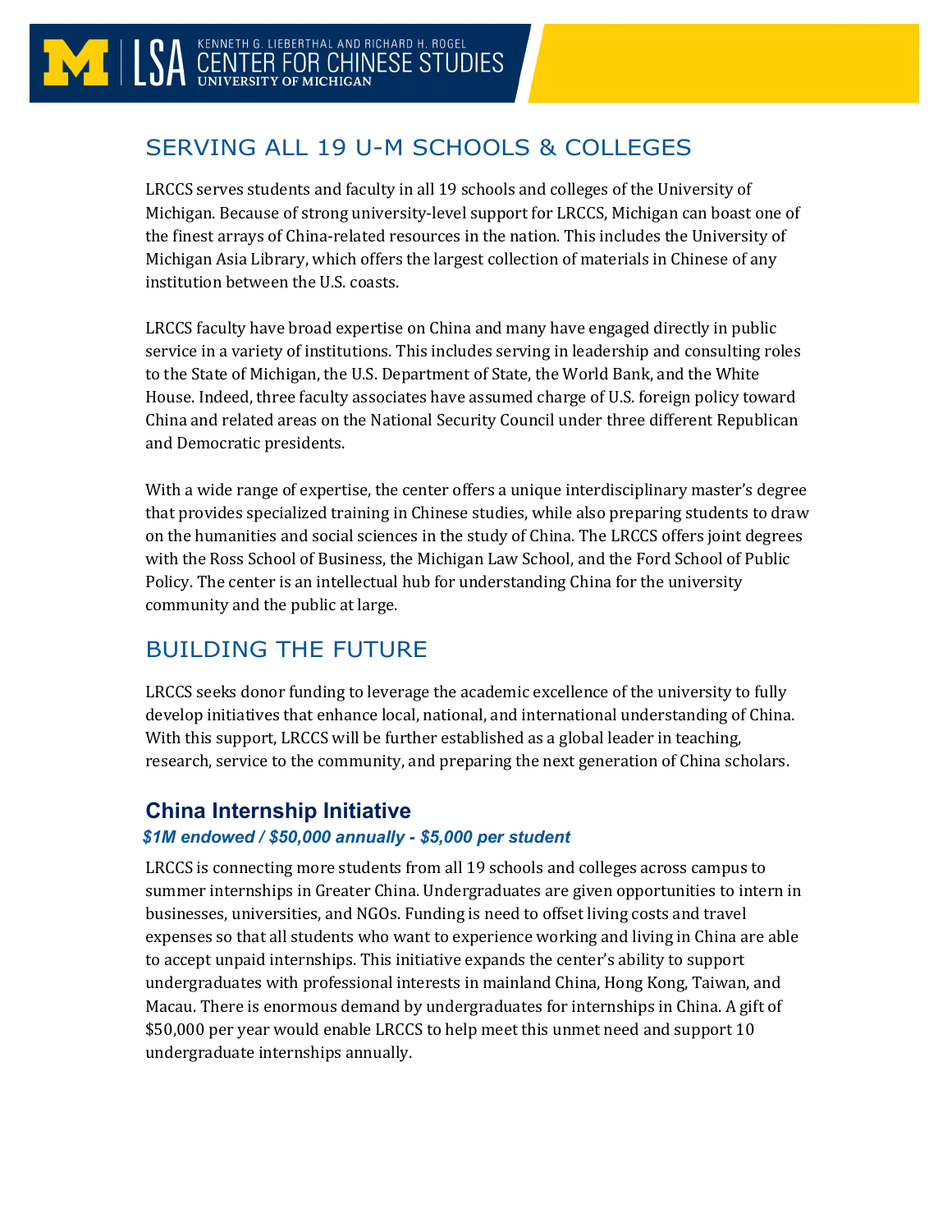## SERVING ALL 19 U-M SCHOOLS & COLLEGES

LRCCS serves students and faculty in all 19 schools and colleges of the University of Michigan. Because of strong university-level support for LRCCS, Michigan can boast one of the finest arrays of China-related resources in the nation. This includes the University of Michigan Asia Library, which offers the largest collection of materials in Chinese of any institution between the U.S. coasts.

LRCCS faculty have broad expertise on China and many have engaged directly in public service in a variety of institutions. This includes serving in leadership and consulting roles to the State of Michigan, the U.S. Department of State, the World Bank, and the White House. Indeed, three faculty associates have assumed charge of U.S. foreign policy toward China and related areas on the National Security Council under three different Republican and Democratic presidents.

With a wide range of expertise, the center offers a unique interdisciplinary master's degree that provides specialized training in Chinese studies, while also preparing students to draw on the humanities and social sciences in the study of China. The LRCCS offers joint degrees with the Ross School of Business, the Michigan Law School, and the Ford School of Public Policy. The center is an intellectual hub for understanding China for the university community and the public at large.

## BUILDING THE FUTURE

LRCCS seeks donor funding to leverage the academic excellence of the university to fully develop initiatives that enhance local, national, and international understanding of China. With this support, LRCCS will be further established as a global leader in teaching, research, service to the community, and preparing the next generation of China scholars.

### China Internship Initiative

***$1M endowed / $50,000 annually - $5,000 per student***

LRCCS is connecting more students from all 19 schools and colleges across campus to summer internships in Greater China. Undergraduates are given opportunities to intern in businesses, universities, and NGOs. Funding is need to offset living costs and travel expenses so that all students who want to experience working and living in China are able to accept unpaid internships. This initiative expands the center's ability to support undergraduates with professional interests in mainland China, Hong Kong, Taiwan, and Macau. There is enormous demand by undergraduates for internships in China. A gift of $50,000 per year would enable LRCCS to help meet this unmet need and support 10 undergraduate internships annually.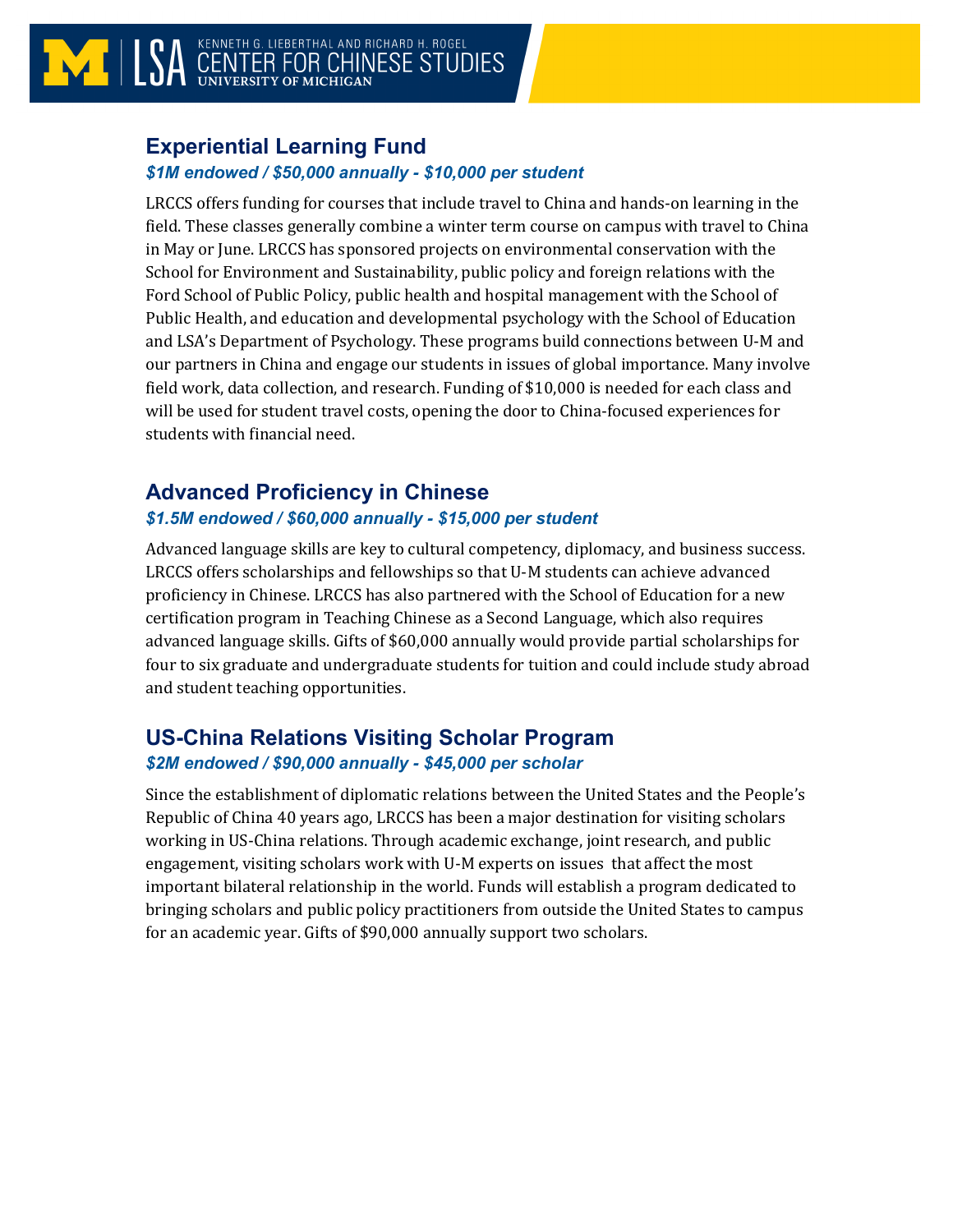## Experiential Learning Fund

***$1M endowed / $50,000 annually - $10,000 per student***

LRCCS offers funding for courses that include travel to China and hands-on learning in the field. These classes generally combine a winter term course on campus with travel to China in May or June. LRCCS has sponsored projects on environmental conservation with the School for Environment and Sustainability, public policy and foreign relations with the Ford School of Public Policy, public health and hospital management with the School of Public Health, and education and developmental psychology with the School of Education and LSA's Department of Psychology. These programs build connections between U-M and our partners in China and engage our students in issues of global importance. Many involve field work, data collection, and research. Funding of $10,000 is needed for each class and will be used for student travel costs, opening the door to China-focused experiences for students with financial need.

## Advanced Proficiency in Chinese

***$1.5M endowed / $60,000 annually - $15,000 per student***

Advanced language skills are key to cultural competency, diplomacy, and business success. LRCCS offers scholarships and fellowships so that U-M students can achieve advanced proficiency in Chinese. LRCCS has also partnered with the School of Education for a new certification program in Teaching Chinese as a Second Language, which also requires advanced language skills. Gifts of $60,000 annually would provide partial scholarships for four to six graduate and undergraduate students for tuition and could include study abroad and student teaching opportunities.

## US-China Relations Visiting Scholar Program

***$2M endowed / $90,000 annually - $45,000 per scholar***

Since the establishment of diplomatic relations between the United States and the People's Republic of China 40 years ago, LRCCS has been a major destination for visiting scholars working in US-China relations. Through academic exchange, joint research, and public engagement, visiting scholars work with U-M experts on issues that affect the most important bilateral relationship in the world. Funds will establish a program dedicated to bringing scholars and public policy practitioners from outside the United States to campus for an academic year. Gifts of $90,000 annually support two scholars.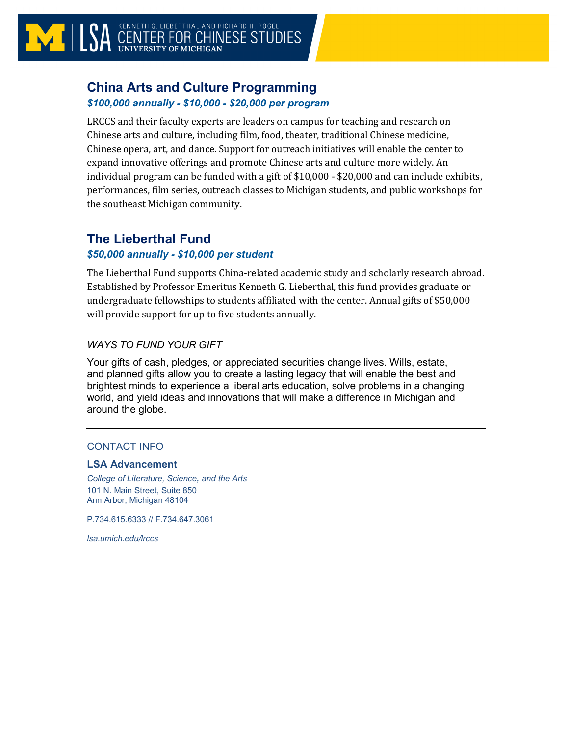## China Arts and Culture Programming

***$100,000 annually - $10,000 - $20,000 per program***

LRCCS and their faculty experts are leaders on campus for teaching and research on Chinese arts and culture, including film, food, theater, traditional Chinese medicine, Chinese opera, art, and dance. Support for outreach initiatives will enable the center to expand innovative offerings and promote Chinese arts and culture more widely. An individual program can be funded with a gift of $10,000 - $20,000 and can include exhibits, performances, film series, outreach classes to Michigan students, and public workshops for the southeast Michigan community.

## The Lieberthal Fund

***$50,000 annually - $10,000 per student***

The Lieberthal Fund supports China-related academic study and scholarly research abroad. Established by Professor Emeritus Kenneth G. Lieberthal, this fund provides graduate or undergraduate fellowships to students affiliated with the center. Annual gifts of $50,000 will provide support for up to five students annually.

*WAYS TO FUND YOUR GIFT*

Your gifts of cash, pledges, or appreciated securities change lives. Wills, estate, and planned gifts allow you to create a lasting legacy that will enable the best and brightest minds to experience a liberal arts education, solve problems in a changing world, and yield ideas and innovations that will make a difference in Michigan and around the globe.

---

CONTACT INFO

**LSA Advancement**

*College of Literature, Science, and the Arts*
101 N. Main Street, Suite 850
Ann Arbor, Michigan 48104

P.734.615.6333 // F.734.647.3061

*lsa.umich.edu/lrccs*